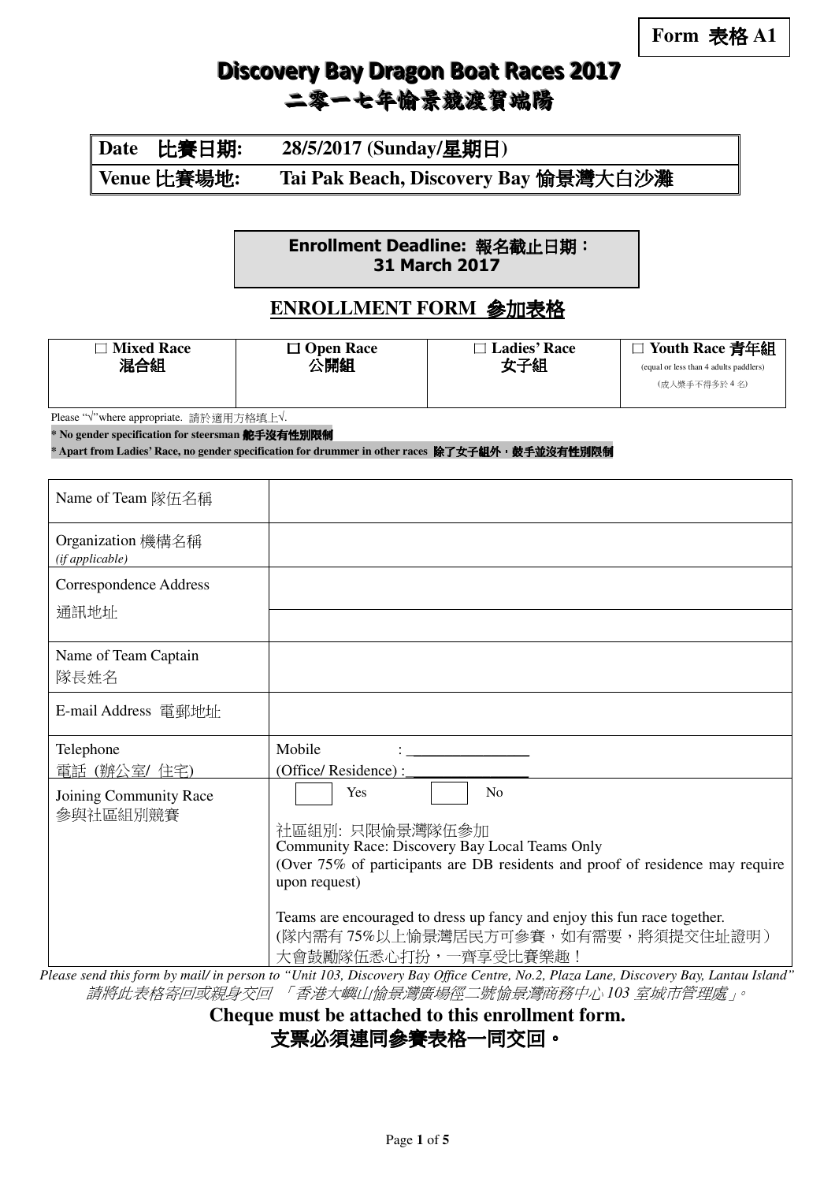**Form 表格 A1**

# Discovery Bay Dragon Boat Races 2017
# 二零一七年愉景競渡賀端陽

| | |
|---|---|
| **Date 比賽日期:** | **28/5/2017 (Sunday/星期日)** |
| **Venue 比賽場地:** | **Tai Pak Beach, Discovery Bay 愉景灣大白沙灘** |

**Enrollment Deadline: 報名截止日期：**
**31 March 2017**

## ENROLLMENT FORM 參加表格

| □ **Mixed Race** 混合組 | □ **Open Race** 公開組 | □ **Ladies' Race** 女子組 | □ **Youth Race 青年組** (equal or less than 4 adults paddlers) (成人槳手不得多於 4 名) |
|---|---|---|---|

Please "√"where appropriate. 請於適用方格填上√.

**\* No gender specification for steersman 舵手沒有性別限制**

**\* Apart from Ladies' Race, no gender specification for drummer in other races 除了女子組外，鼓手並沒有性別限制**

| | |
|---|---|
| Name of Team 隊伍名稱 | |
| Organization 機構名稱 *(if applicable)* | |
| Correspondence Address 通訊地址 | |
| | |
| Name of Team Captain 隊長姓名 | |
| E-mail Address 電郵地址 | |
| Telephone 電話 (辦公室/ 住宅) | Mobile : \_\_\_\_\_\_\_\_\_\_\_\_\_\_\_\_ (Office/ Residence) :\_\_\_\_\_\_\_\_\_\_\_\_\_\_\_\_ |
| Joining Community Race 參與社區組別競賽 | □ Yes □ No<br>社區組別: 只限愉景灣隊伍參加<br>Community Race: Discovery Bay Local Teams Only<br>(Over 75% of participants are DB residents and proof of residence may require upon request)<br>Teams are encouraged to dress up fancy and enjoy this fun race together.<br>(隊內需有 75%以上愉景灣居民方可參賽，如有需要，將須提交住址證明）<br>大會鼓勵隊伍悉心打扮，一齊享受比賽樂趣！ |

*Please send this form by mail/ in person to "Unit 103, Discovery Bay Office Centre, No.2, Plaza Lane, Discovery Bay, Lantau Island"*
*請將此表格寄回或親身交回 「香港大嶼山愉景灣廣場徑二號愉景灣商務中心 103 室城市管理處」。*

**Cheque must be attached to this enrollment form.**
**支票必須連同參賽表格一同交回。**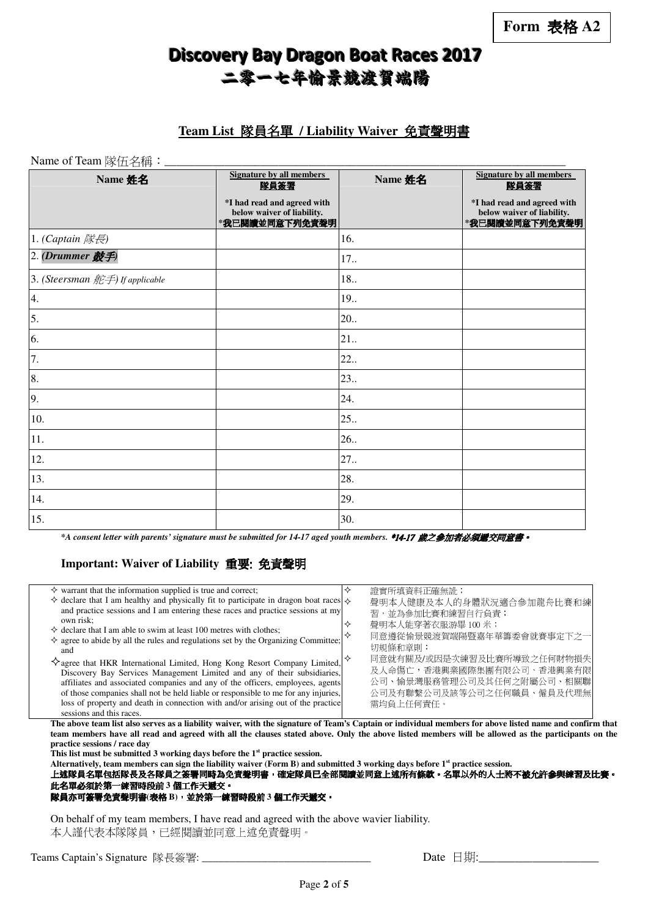Form 表格 A2

# Discovery Bay Dragon Boat Races 2017
# 二零一七年愉景競渡賀端陽

## Team List 隊員名單 / Liability Waiver 免責聲明書

Name of Team 隊伍名稱：\_\_\_\_\_\_\_\_\_\_\_\_\_\_\_\_\_\_\_\_\_\_\_\_\_\_\_\_\_\_\_\_\_\_\_\_\_\_\_\_\_\_\_\_\_\_\_\_\_\_\_\_\_\_\_\_\_\_\_\_\_\_\_\_\_\_

| Name 姓名 | Signature by all members 隊員簽署<br>*I had read and agreed with below waiver of liability. *我已閱讀並同意下列免責聲明 | Name 姓名 | Signature by all members 隊員簽署<br>*I had read and agreed with below waiver of liability. *我已閱讀並同意下列免責聲明 |
|---|---|---|---|
| 1. *(Captain 隊長)* | | 16. | |
| 2. ***(Drummer 鼓手)*** | | 17.. | |
| 3. *(Steersman 舵手) If applicable* | | 18.. | |
| 4. | | 19.. | |
| 5. | | 20.. | |
| 6. | | 21.. | |
| 7. | | 22.. | |
| 8. | | 23.. | |
| 9. | | 24. | |
| 10. | | 25.. | |
| 11. | | 26.. | |
| 12. | | 27.. | |
| 13. | | 28. | |
| 14. | | 29. | |
| 15. | | 30. | |

***A consent letter with parents' signature must be submitted for 14-17 aged youth members. *14-17 歲之參加者必須遞交同意書。***

### Important: Waiver of Liability 重要: 免責聲明

| | |
|---|---|
| ✧ warrant that the information supplied is true and correct; | ✧ 證實所填資料正確無訛； |
| ✧ declare that I am healthy and physically fit to participate in dragon boat races and practice sessions and I am entering these races and practice sessions at my own risk; | ✧ 聲明本人健康及本人的身體狀況適合參加龍舟比賽和練習，並為參加比賽和練習自行負責； |
| ✧ declare that I am able to swim at least 100 metres with clothes; | ✧ 聲明本人能穿著衣服游畢 100 米； |
| ✧ agree to abide by all the rules and regulations set by the Organizing Committee; and | ✧ 同意遵從愉景競渡賀端陽暨嘉年華籌委會就賽事定下之一切規條和章則； |
| ✧ agree that HKR International Limited, Hong Kong Resort Company Limited, Discovery Bay Services Management Limited and any of their subsidiaries, affiliates and associated companies and any of the officers, employees, agents of those companies shall not be held liable or responsible to me for any injuries, loss of property and death in connection with and/or arising out of the practice sessions and this races. | ✧ 同意就有關及/或因是次練習及比賽所導致之任何財物損失及人命傷亡，香港興業國際集團有限公司、香港興業有限公司、愉景灣服務管理公司及其任何之附屬公司、相關聯公司及有聯繫公司及該等公司之任何職員、僱員及代理無需均負上任何責任。 |

**The above team list also serves as a liability waiver, with the signature of Team's Captain or individual members for above listed name and confirm that team members have all read and agreed with all the clauses stated above. Only the above listed members will be allowed as the participants on the practice sessions / race day**

**This list must be submitted 3 working days before the 1st practice session.**

**Alternatively, team members can sign the liability waiver (Form B) and submitted 3 working days before 1st practice session.**

**上述隊員名單包括隊長及各隊員之簽署同時為免責聲明書，確定隊員已全部閱讀並同意上述所有條款。名單以外的人士將不被允許參與練習及比賽。**

**此名單必須於第一練習時段前 3 個工作天遞交。**

**隊員亦可簽署免責聲明書(表格 B)，並於第一練習時段前 3 個工作天遞交。**

On behalf of my team members, I have read and agreed with the above wavier liability.
本人謹代表本隊隊員，已經閱讀並同意上述免責聲明。

Teams Captain's Signature 隊長簽署: \_\_\_\_\_\_\_\_\_\_\_\_\_\_\_\_\_\_\_\_\_\_\_\_\_\_\_\_\_\_ Date 日期:\_\_\_\_\_\_\_\_\_\_\_\_\_\_\_\_\_\_\_\_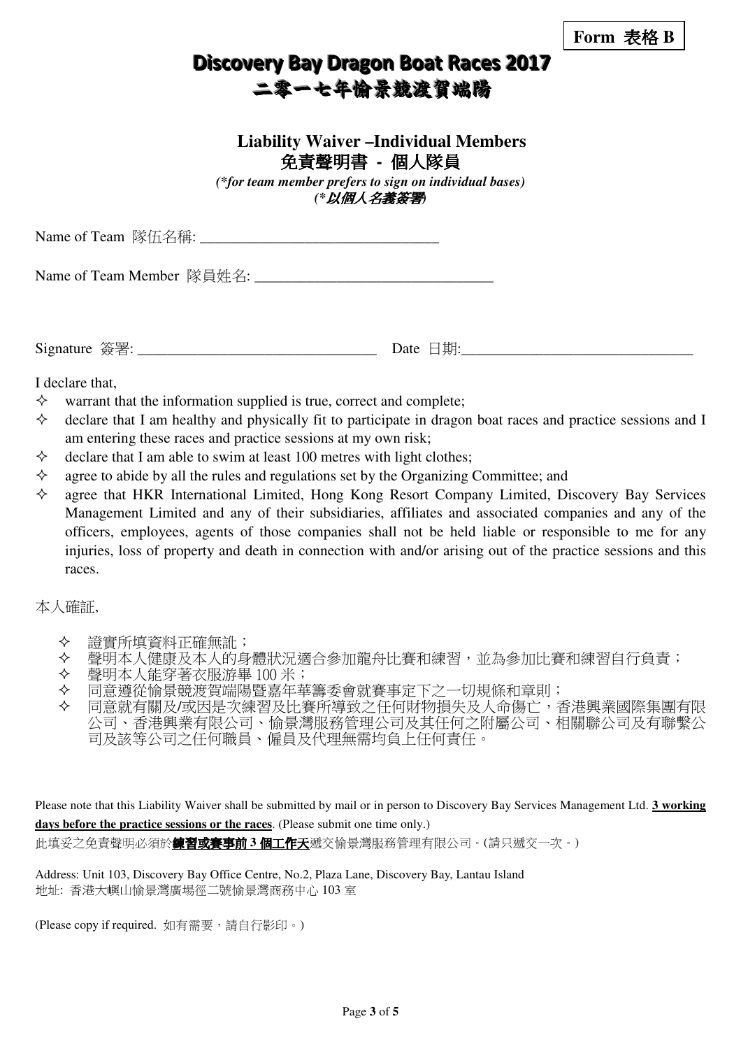**Form 表格 B**

# Discovery Bay Dragon Boat Races 2017
# 二零一七年愉景競渡賀端陽

## Liability Waiver –Individual Members
## 免責聲明書 - 個人隊員

***(\*for team member prefers to sign on individual bases)***
***(\*以個人名義簽署)***

Name of Team 隊伍名稱: ________________________________

Name of Team Member 隊員姓名: ________________________________

Signature 簽署: ________________________________ Date 日期: ________________________________

I declare that,

- ✧ warrant that the information supplied is true, correct and complete;
- ✧ declare that I am healthy and physically fit to participate in dragon boat races and practice sessions and I am entering these races and practice sessions at my own risk;
- ✧ declare that I am able to swim at least 100 metres with light clothes;
- ✧ agree to abide by all the rules and regulations set by the Organizing Committee; and
- ✧ agree that HKR International Limited, Hong Kong Resort Company Limited, Discovery Bay Services Management Limited and any of their subsidiaries, affiliates and associated companies and any of the officers, employees, agents of those companies shall not be held liable or responsible to me for any injuries, loss of property and death in connection with and/or arising out of the practice sessions and this races.

本人確証,

- ✧ 證實所填資料正確無訛；
- ✧ 聲明本人健康及本人的身體狀況適合參加龍舟比賽和練習，並為參加比賽和練習自行負責；
- ✧ 聲明本人能穿著衣服游畢 100 米；
- ✧ 同意遵從愉景競渡賀端陽暨嘉年華籌委會就賽事定下之一切規條和章則；
- ✧ 同意就有關及/或因是次練習及比賽所導致之任何財物損失及人命傷亡，香港興業國際集團有限公司、香港興業有限公司、愉景灣服務管理公司及其任何之附屬公司、相關聯公司及有聯繫公司及該等公司之任何職員、僱員及代理無需均負上任何責任。

Please note that this Liability Waiver shall be submitted by mail or in person to Discovery Bay Services Management Ltd. **<u>3 working days before the practice sessions or the races</u>**. (Please submit one time only.)

此填妥之免責聲明必須於**<u>練習或賽事前 3 個工作天</u>**遞交愉景灣服務管理有限公司。(請只遞交一次。)

Address: Unit 103, Discovery Bay Office Centre, No.2, Plaza Lane, Discovery Bay, Lantau Island
地址: 香港大嶼山愉景灣廣場徑二號愉景灣商務中心 103 室

(Please copy if required. 如有需要，請自行影印。)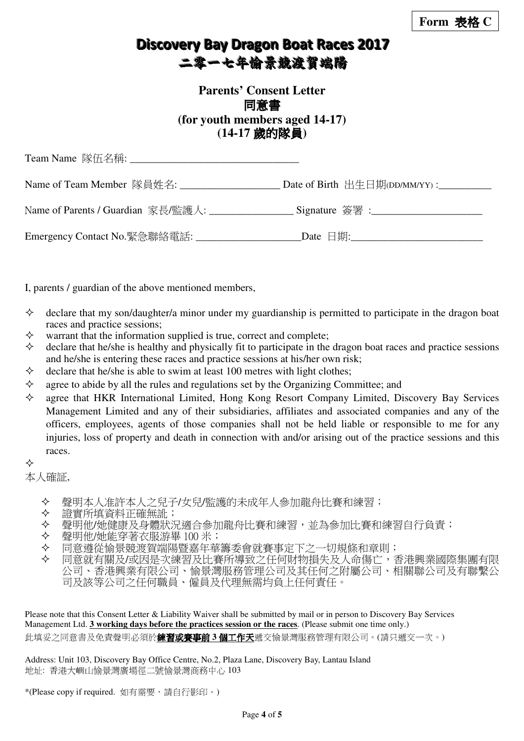**Form 表格 C**

# Discovery Bay Dragon Boat Races 2017
# 二零一七年愉景競渡賀端陽

## Parents' Consent Letter
## 同意書
## (for youth members aged 14-17)
## (14-17 歲的隊員)

Team Name 隊伍名稱: _______________________________

Name of Team Member 隊員姓名: ___________________ Date of Birth 出生日期(DD/MM/YY) :__________

Name of Parents / Guardian 家長/監護人: ________________ Signature 簽署 :_____________________

Emergency Contact No.緊急聯絡電話: ___________________Date 日期:_________________________

I, parents / guardian of the above mentioned members,

- ✧ declare that my son/daughter/a minor under my guardianship is permitted to participate in the dragon boat races and practice sessions;
- ✧ warrant that the information supplied is true, correct and complete;
- ✧ declare that he/she is healthy and physically fit to participate in the dragon boat races and practice sessions and he/she is entering these races and practice sessions at his/her own risk;
- ✧ declare that he/she is able to swim at least 100 metres with light clothes;
- ✧ agree to abide by all the rules and regulations set by the Organizing Committee; and
- ✧ agree that HKR International Limited, Hong Kong Resort Company Limited, Discovery Bay Services Management Limited and any of their subsidiaries, affiliates and associated companies and any of the officers, employees, agents of those companies shall not be held liable or responsible to me for any injuries, loss of property and death in connection with and/or arising out of the practice sessions and this races.
- ✧

本人確証,

- ✧ 聲明本人准許本人之兒子/女兒/監護的未成年人參加龍舟比賽和練習；
- ✧ 證實所填資料正確無訛；
- ✧ 聲明他/她健康及身體狀況適合參加龍舟比賽和練習，並為參加比賽和練習自行負責；
- ✧ 聲明他/她能穿著衣服游畢 100 米；
- ✧ 同意遵從愉景競渡賀端陽暨嘉年華籌委會就賽事定下之一切規條和章則；
- ✧ 同意就有關及/或因是次練習及比賽所導致之任何財物損失及人命傷亡，香港興業國際集團有限公司、香港興業有限公司、愉景灣服務管理公司及其任何之附屬公司、相關聯公司及有聯繫公司及該等公司之任何職員、僱員及代理無需均負上任何責任。

Please note that this Consent Letter & Liability Waiver shall be submitted by mail or in person to Discovery Bay Services Management Ltd. **3 working days before the practices session or the races**. (Please submit one time only.)

此填妥之同意書及免責聲明必須於**練習或賽事前 3 個工作天**遞交愉景灣服務管理有限公司。(請只遞交一次。)

Address: Unit 103, Discovery Bay Office Centre, No.2, Plaza Lane, Discovery Bay, Lantau Island
地址: 香港大嶼山愉景灣廣場徑二號愉景灣商務中心 103

*(Please copy if required. 如有需要，請自行影印。)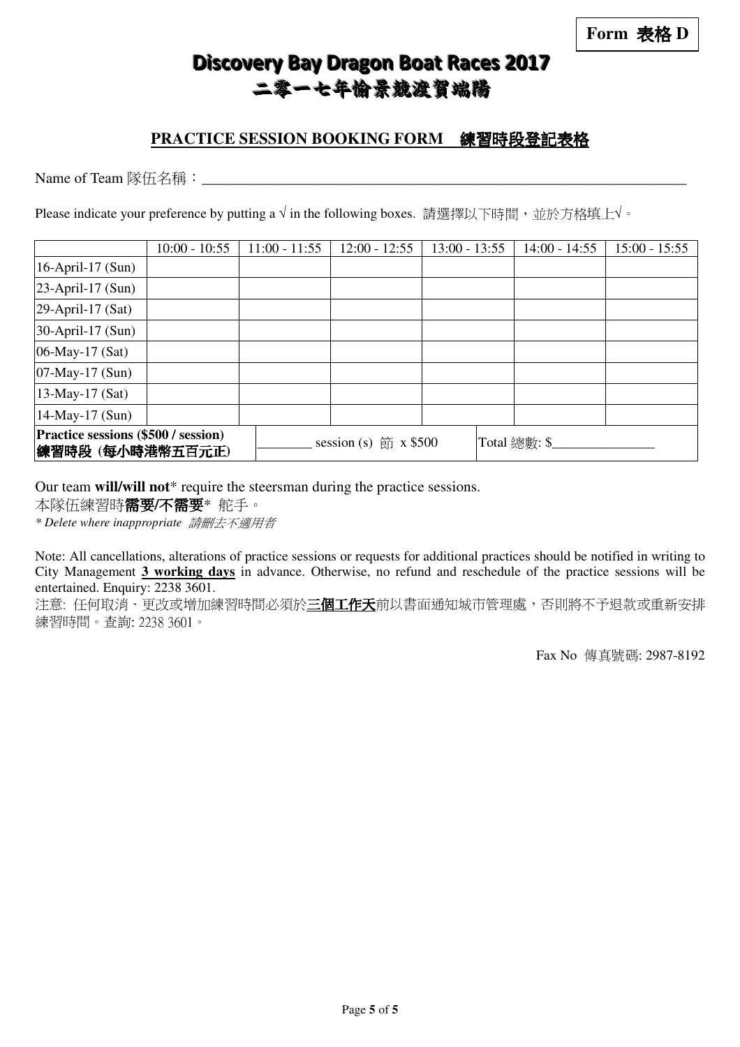**Form 表格 D**

# Discovery Bay Dragon Boat Races 2017
# 二零一七年愉景競渡賀端陽

## PRACTICE SESSION BOOKING FORM 練習時段登記表格

Name of Team 隊伍名稱：\_\_\_\_\_\_\_\_\_\_\_\_\_\_\_\_\_\_\_\_\_\_\_\_\_\_\_\_\_\_\_\_\_\_\_\_\_\_\_\_\_\_\_\_\_\_\_\_\_\_\_\_\_\_\_\_\_\_\_\_

Please indicate your preference by putting a √ in the following boxes. 請選擇以下時間，並於方格填上√。

| | 10:00 - 10:55 | 11:00 - 11:55 | 12:00 - 12:55 | 13:00 - 13:55 | 14:00 - 14:55 | 15:00 - 15:55 |
|---|---|---|---|---|---|---|
| 16-April-17 (Sun) | | | | | | |
| 23-April-17 (Sun) | | | | | | |
| 29-April-17 (Sat) | | | | | | |
| 30-April-17 (Sun) | | | | | | |
| 06-May-17 (Sat) | | | | | | |
| 07-May-17 (Sun) | | | | | | |
| 13-May-17 (Sat) | | | | | | |
| 14-May-17 (Sun) | | | | | | |
| **Practice sessions ($500 / session) 練習時段 (每小時港幣五百元正)** | | \_\_\_\_\_\_\_\_ session (s) 節 x $500 | | | Total 總數: $\_\_\_\_\_\_\_\_\_\_\_\_\_\_\_ | |

Our team **will/will not*** require the steersman during the practice sessions.
本隊伍練習時**需要/不需要***舵手。
*\* Delete where inappropriate 請刪去不適用者*

Note: All cancellations, alterations of practice sessions or requests for additional practices should be notified in writing to City Management **3 working days** in advance. Otherwise, no refund and reschedule of the practice sessions will be entertained. Enquiry: 2238 3601.
注意: 任何取消、更改或增加練習時間必須於**三個工作天**前以書面通知城市管理處，否則將不予退款或重新安排練習時間。查詢: 2238 3601。

Fax No 傳真號碼: 2987-8192